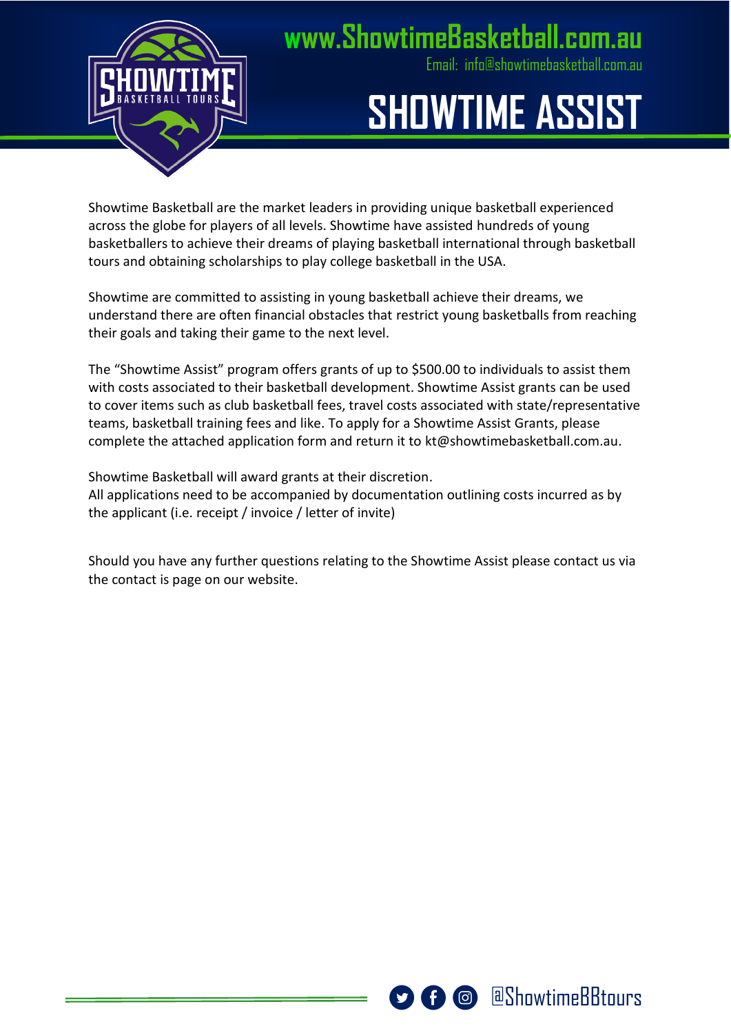www.ShowtimeBasketball.com.au

Email: info@showtimebasketball.com.au

# SHOWTIME ASSIST

Showtime Basketball are the market leaders in providing unique basketball experienced across the globe for players of all levels. Showtime have assisted hundreds of young basketballers to achieve their dreams of playing basketball international through basketball tours and obtaining scholarships to play college basketball in the USA.

Showtime are committed to assisting in young basketball achieve their dreams, we understand there are often financial obstacles that restrict young basketballs from reaching their goals and taking their game to the next level.

The "Showtime Assist" program offers grants of up to $500.00 to individuals to assist them with costs associated to their basketball development. Showtime Assist grants can be used to cover items such as club basketball fees, travel costs associated with state/representative teams, basketball training fees and like. To apply for a Showtime Assist Grants, please complete the attached application form and return it to kt@showtimebasketball.com.au.

Showtime Basketball will award grants at their discretion.
All applications need to be accompanied by documentation outlining costs incurred as by the applicant (i.e. receipt / invoice / letter of invite)

Should you have any further questions relating to the Showtime Assist please contact us via the contact is page on our website.

@ShowtimeBBtours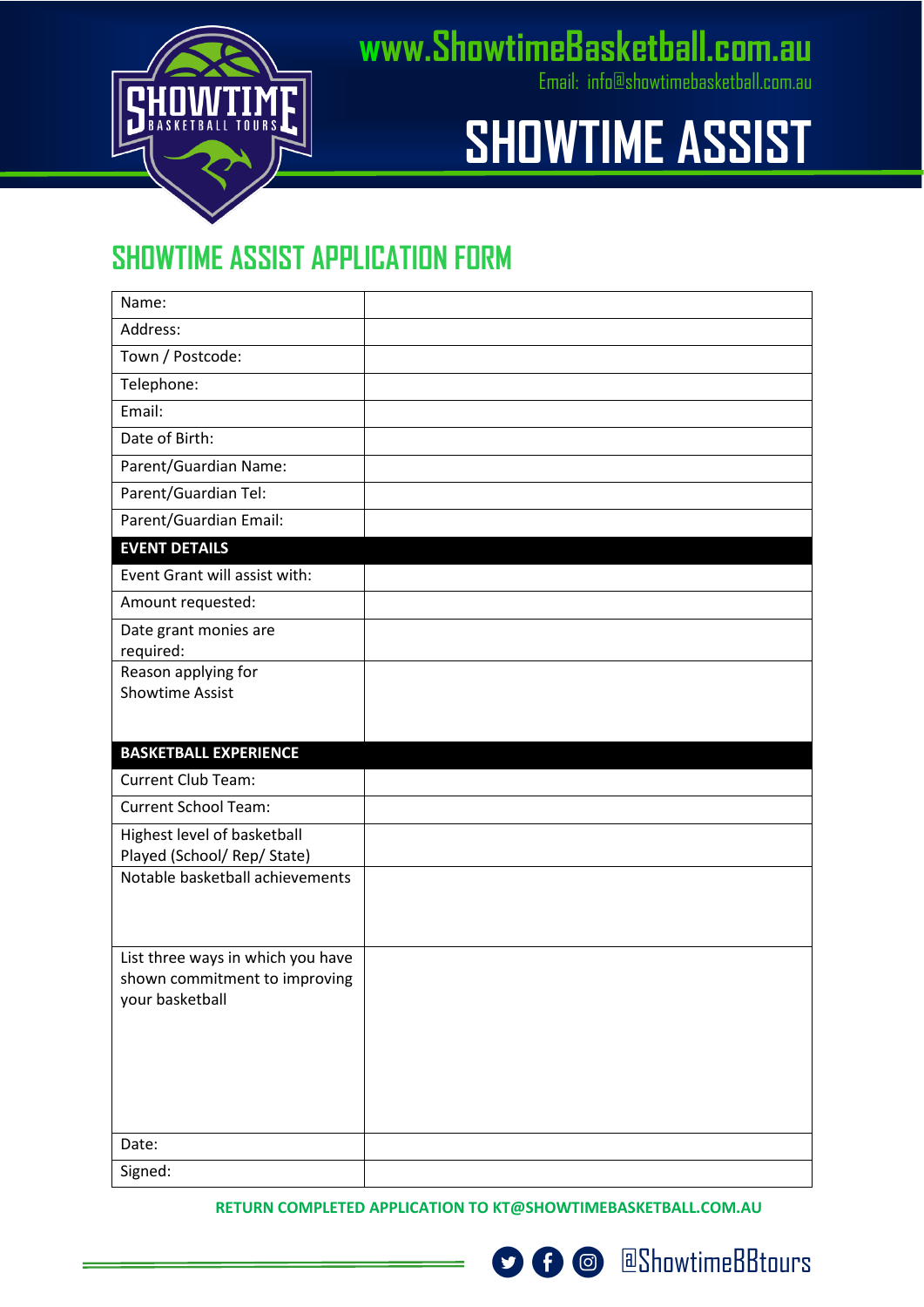www.ShowtimeBasketball.com.au

Email: info@showtimebasketball.com.au

# SHOWTIME ASSIST

## SHOWTIME ASSIST APPLICATION FORM

| | |
|---|---|
| Name: | |
| Address: | |
| Town / Postcode: | |
| Telephone: | |
| Email: | |
| Date of Birth: | |
| Parent/Guardian Name: | |
| Parent/Guardian Tel: | |
| Parent/Guardian Email: | |
| **EVENT DETAILS** | |
| Event Grant will assist with: | |
| Amount requested: | |
| Date grant monies are required: | |
| Reason applying for Showtime Assist | |
| **BASKETBALL EXPERIENCE** | |
| Current Club Team: | |
| Current School Team: | |
| Highest level of basketball Played (School/ Rep/ State) | |
| Notable basketball achievements | |
| List three ways in which you have shown commitment to improving your basketball | |
| Date: | |
| Signed: | |

**RETURN COMPLETED APPLICATION TO KT@SHOWTIMEBASKETBALL.COM.AU**

@ShowtimeBBtours